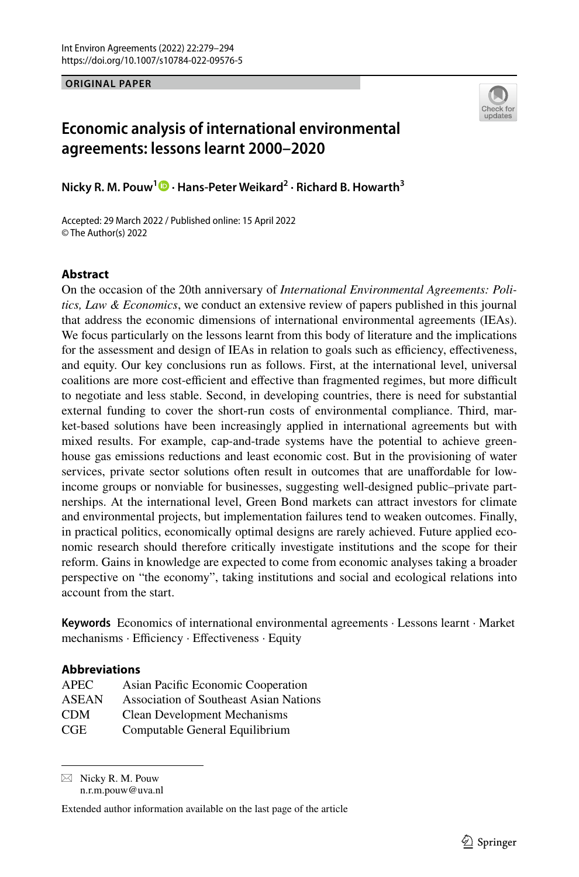**ORIGINAL PAPER**

# Economic analysis of international environmental agreements: lessons learnt 2000–2020

**Nicky R. M. Pouw[1] · Hans-Peter Weikard[2] · Richard B. Howarth[3]**

Accepted: 29 March 2022 / Published online: 15 April 2022
© The Author(s) 2022

## Abstract

On the occasion of the 20th anniversary of *International Environmental Agreements: Politics, Law & Economics*, we conduct an extensive review of papers published in this journal that address the economic dimensions of international environmental agreements (IEAs). We focus particularly on the lessons learnt from this body of literature and the implications for the assessment and design of IEAs in relation to goals such as efficiency, effectiveness, and equity. Our key conclusions run as follows. First, at the international level, universal coalitions are more cost-efficient and effective than fragmented regimes, but more difficult to negotiate and less stable. Second, in developing countries, there is need for substantial external funding to cover the short-run costs of environmental compliance. Third, market-based solutions have been increasingly applied in international agreements but with mixed results. For example, cap-and-trade systems have the potential to achieve greenhouse gas emissions reductions and least economic cost. But in the provisioning of water services, private sector solutions often result in outcomes that are unaffordable for low-income groups or nonviable for businesses, suggesting well-designed public–private partnerships. At the international level, Green Bond markets can attract investors for climate and environmental projects, but implementation failures tend to weaken outcomes. Finally, in practical politics, economically optimal designs are rarely achieved. Future applied economic research should therefore critically investigate institutions and the scope for their reform. Gains in knowledge are expected to come from economic analyses taking a broader perspective on "the economy", taking institutions and social and ecological relations into account from the start.

**Keywords** Economics of international environmental agreements · Lessons learnt · Market mechanisms · Efficiency · Effectiveness · Equity

### Abbreviations

| | |
|---|---|
| APEC | Asian Pacific Economic Cooperation |
| ASEAN | Association of Southeast Asian Nations |
| CDM | Clean Development Mechanisms |
| CGE | Computable General Equilibrium |

---

✉ Nicky R. M. Pouw
n.r.m.pouw@uva.nl

Extended author information available on the last page of the article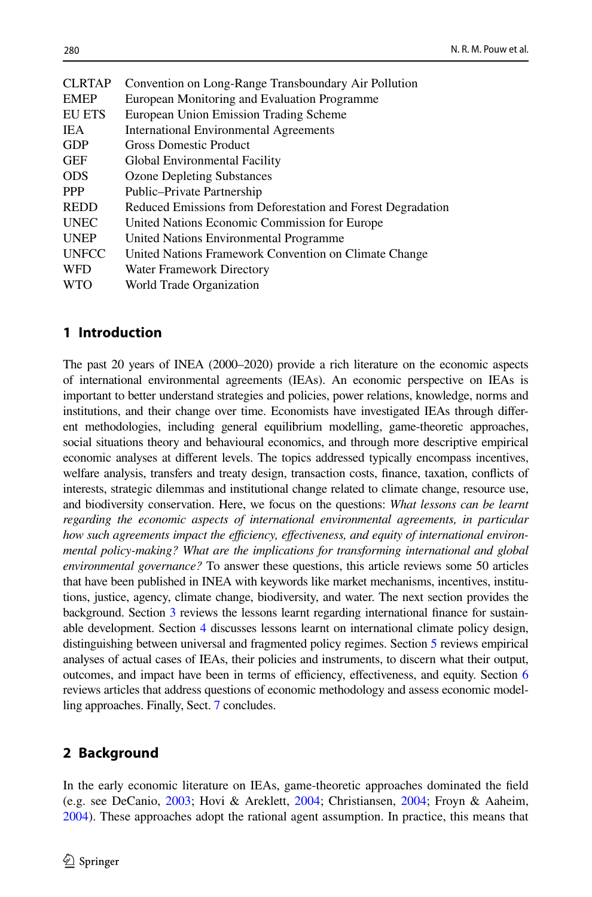| | |
|---|---|
| CLRTAP | Convention on Long-Range Transboundary Air Pollution |
| EMEP | European Monitoring and Evaluation Programme |
| EU ETS | European Union Emission Trading Scheme |
| IEA | International Environmental Agreements |
| GDP | Gross Domestic Product |
| GEF | Global Environmental Facility |
| ODS | Ozone Depleting Substances |
| PPP | Public–Private Partnership |
| REDD | Reduced Emissions from Deforestation and Forest Degradation |
| UNEC | United Nations Economic Commission for Europe |
| UNEP | United Nations Environmental Programme |
| UNFCC | United Nations Framework Convention on Climate Change |
| WFD | Water Framework Directory |
| WTO | World Trade Organization |

## 1 Introduction

The past 20 years of INEA (2000–2020) provide a rich literature on the economic aspects of international environmental agreements (IEAs). An economic perspective on IEAs is important to better understand strategies and policies, power relations, knowledge, norms and institutions, and their change over time. Economists have investigated IEAs through different methodologies, including general equilibrium modelling, game-theoretic approaches, social situations theory and behavioural economics, and through more descriptive empirical economic analyses at different levels. The topics addressed typically encompass incentives, welfare analysis, transfers and treaty design, transaction costs, finance, taxation, conflicts of interests, strategic dilemmas and institutional change related to climate change, resource use, and biodiversity conservation. Here, we focus on the questions: *What lessons can be learnt regarding the economic aspects of international environmental agreements, in particular how such agreements impact the efficiency, effectiveness, and equity of international environmental policy-making? What are the implications for transforming international and global environmental governance?* To answer these questions, this article reviews some 50 articles that have been published in INEA with keywords like market mechanisms, incentives, institutions, justice, agency, climate change, biodiversity, and water. The next section provides the background. Section 3 reviews the lessons learnt regarding international finance for sustainable development. Section 4 discusses lessons learnt on international climate policy design, distinguishing between universal and fragmented policy regimes. Section 5 reviews empirical analyses of actual cases of IEAs, their policies and instruments, to discern what their output, outcomes, and impact have been in terms of efficiency, effectiveness, and equity. Section 6 reviews articles that address questions of economic methodology and assess economic modelling approaches. Finally, Sect. 7 concludes.

## 2 Background

In the early economic literature on IEAs, game-theoretic approaches dominated the field (e.g. see DeCanio, 2003; Hovi & Areklett, 2004; Christiansen, 2004; Froyn & Aaheim, 2004). These approaches adopt the rational agent assumption. In practice, this means that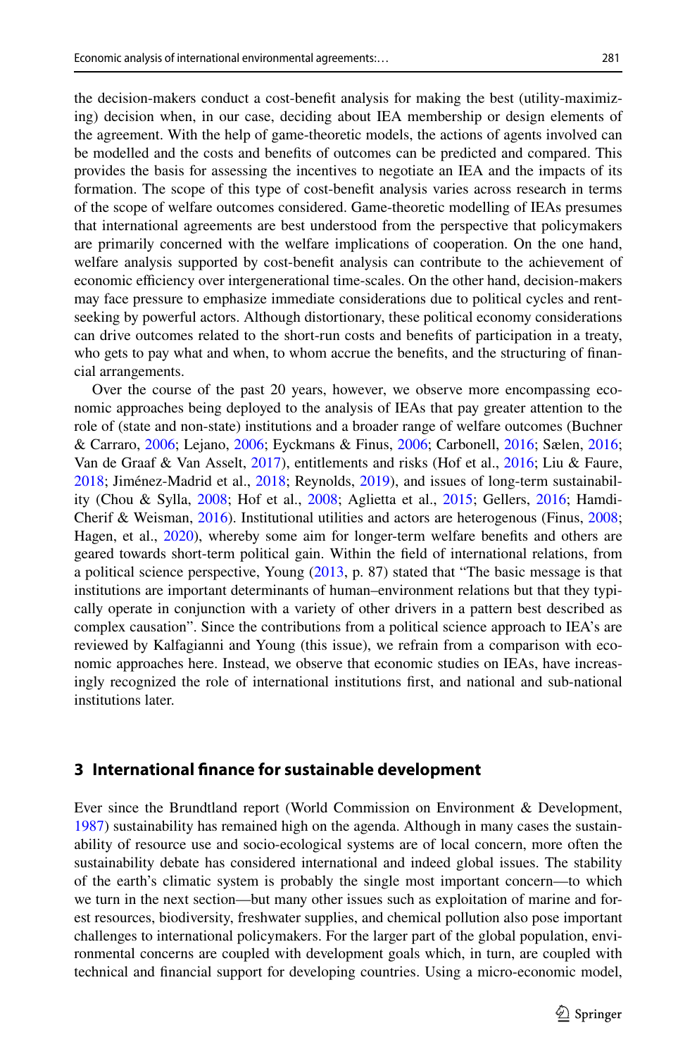the decision-makers conduct a cost-benefit analysis for making the best (utility-maximizing) decision when, in our case, deciding about IEA membership or design elements of the agreement. With the help of game-theoretic models, the actions of agents involved can be modelled and the costs and benefits of outcomes can be predicted and compared. This provides the basis for assessing the incentives to negotiate an IEA and the impacts of its formation. The scope of this type of cost-benefit analysis varies across research in terms of the scope of welfare outcomes considered. Game-theoretic modelling of IEAs presumes that international agreements are best understood from the perspective that policymakers are primarily concerned with the welfare implications of cooperation. On the one hand, welfare analysis supported by cost-benefit analysis can contribute to the achievement of economic efficiency over intergenerational time-scales. On the other hand, decision-makers may face pressure to emphasize immediate considerations due to political cycles and rent-seeking by powerful actors. Although distortionary, these political economy considerations can drive outcomes related to the short-run costs and benefits of participation in a treaty, who gets to pay what and when, to whom accrue the benefits, and the structuring of financial arrangements.

Over the course of the past 20 years, however, we observe more encompassing economic approaches being deployed to the analysis of IEAs that pay greater attention to the role of (state and non-state) institutions and a broader range of welfare outcomes (Buchner & Carraro, 2006; Lejano, 2006; Eyckmans & Finus, 2006; Carbonell, 2016; Sælen, 2016; Van de Graaf & Van Asselt, 2017), entitlements and risks (Hof et al., 2016; Liu & Faure, 2018; Jiménez-Madrid et al., 2018; Reynolds, 2019), and issues of long-term sustainability (Chou & Sylla, 2008; Hof et al., 2008; Aglietta et al., 2015; Gellers, 2016; Hamdi-Cherif & Weisman, 2016). Institutional utilities and actors are heterogenous (Finus, 2008; Hagen, et al., 2020), whereby some aim for longer-term welfare benefits and others are geared towards short-term political gain. Within the field of international relations, from a political science perspective, Young (2013, p. 87) stated that "The basic message is that institutions are important determinants of human–environment relations but that they typically operate in conjunction with a variety of other drivers in a pattern best described as complex causation". Since the contributions from a political science approach to IEA's are reviewed by Kalfagianni and Young (this issue), we refrain from a comparison with economic approaches here. Instead, we observe that economic studies on IEAs, have increasingly recognized the role of international institutions first, and national and sub-national institutions later.

## 3 International finance for sustainable development

Ever since the Brundtland report (World Commission on Environment & Development, 1987) sustainability has remained high on the agenda. Although in many cases the sustainability of resource use and socio-ecological systems are of local concern, more often the sustainability debate has considered international and indeed global issues. The stability of the earth's climatic system is probably the single most important concern—to which we turn in the next section—but many other issues such as exploitation of marine and forest resources, biodiversity, freshwater supplies, and chemical pollution also pose important challenges to international policymakers. For the larger part of the global population, environmental concerns are coupled with development goals which, in turn, are coupled with technical and financial support for developing countries. Using a micro-economic model,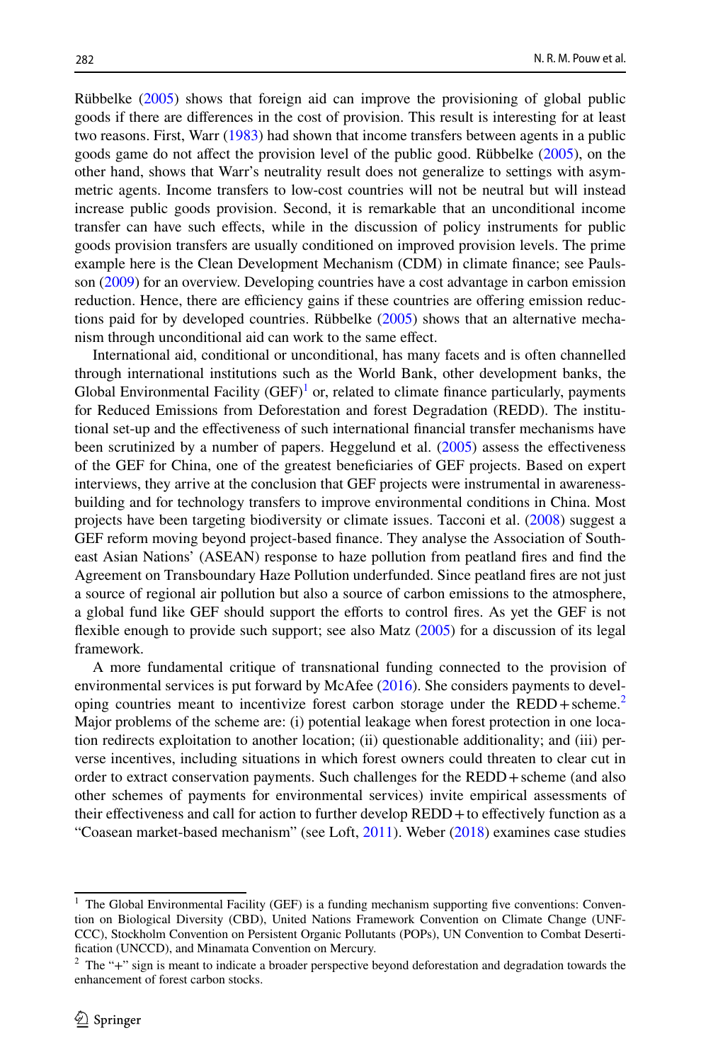Rübbelke (2005) shows that foreign aid can improve the provisioning of global public goods if there are differences in the cost of provision. This result is interesting for at least two reasons. First, Warr (1983) had shown that income transfers between agents in a public goods game do not affect the provision level of the public good. Rübbelke (2005), on the other hand, shows that Warr's neutrality result does not generalize to settings with asymmetric agents. Income transfers to low-cost countries will not be neutral but will instead increase public goods provision. Second, it is remarkable that an unconditional income transfer can have such effects, while in the discussion of policy instruments for public goods provision transfers are usually conditioned on improved provision levels. The prime example here is the Clean Development Mechanism (CDM) in climate finance; see Paulsson (2009) for an overview. Developing countries have a cost advantage in carbon emission reduction. Hence, there are efficiency gains if these countries are offering emission reductions paid for by developed countries. Rübbelke (2005) shows that an alternative mechanism through unconditional aid can work to the same effect.

International aid, conditional or unconditional, has many facets and is often channelled through international institutions such as the World Bank, other development banks, the Global Environmental Facility (GEF)[1] or, related to climate finance particularly, payments for Reduced Emissions from Deforestation and forest Degradation (REDD). The institutional set-up and the effectiveness of such international financial transfer mechanisms have been scrutinized by a number of papers. Heggelund et al. (2005) assess the effectiveness of the GEF for China, one of the greatest beneficiaries of GEF projects. Based on expert interviews, they arrive at the conclusion that GEF projects were instrumental in awareness-building and for technology transfers to improve environmental conditions in China. Most projects have been targeting biodiversity or climate issues. Tacconi et al. (2008) suggest a GEF reform moving beyond project-based finance. They analyse the Association of Southeast Asian Nations' (ASEAN) response to haze pollution from peatland fires and find the Agreement on Transboundary Haze Pollution underfunded. Since peatland fires are not just a source of regional air pollution but also a source of carbon emissions to the atmosphere, a global fund like GEF should support the efforts to control fires. As yet the GEF is not flexible enough to provide such support; see also Matz (2005) for a discussion of its legal framework.

A more fundamental critique of transnational funding connected to the provision of environmental services is put forward by McAfee (2016). She considers payments to developing countries meant to incentivize forest carbon storage under the REDD + scheme.[2] Major problems of the scheme are: (i) potential leakage when forest protection in one location redirects exploitation to another location; (ii) questionable additionality; and (iii) perverse incentives, including situations in which forest owners could threaten to clear cut in order to extract conservation payments. Such challenges for the REDD + scheme (and also other schemes of payments for environmental services) invite empirical assessments of their effectiveness and call for action to further develop REDD + to effectively function as a "Coasean market-based mechanism" (see Loft, 2011). Weber (2018) examines case studies

---

[1] The Global Environmental Facility (GEF) is a funding mechanism supporting five conventions: Convention on Biological Diversity (CBD), United Nations Framework Convention on Climate Change (UNFCCC), Stockholm Convention on Persistent Organic Pollutants (POPs), UN Convention to Combat Desertification (UNCCD), and Minamata Convention on Mercury.

[2] The "+" sign is meant to indicate a broader perspective beyond deforestation and degradation towards the enhancement of forest carbon stocks.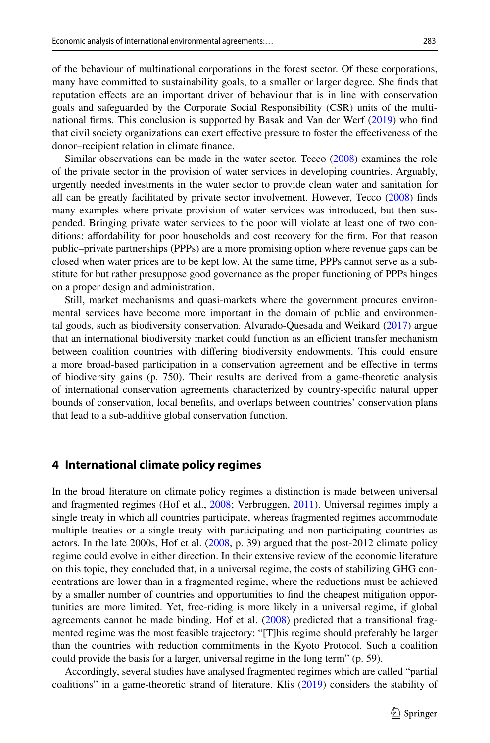of the behaviour of multinational corporations in the forest sector. Of these corporations, many have committed to sustainability goals, to a smaller or larger degree. She finds that reputation effects are an important driver of behaviour that is in line with conservation goals and safeguarded by the Corporate Social Responsibility (CSR) units of the multinational firms. This conclusion is supported by Basak and Van der Werf (2019) who find that civil society organizations can exert effective pressure to foster the effectiveness of the donor–recipient relation in climate finance.

Similar observations can be made in the water sector. Tecco (2008) examines the role of the private sector in the provision of water services in developing countries. Arguably, urgently needed investments in the water sector to provide clean water and sanitation for all can be greatly facilitated by private sector involvement. However, Tecco (2008) finds many examples where private provision of water services was introduced, but then suspended. Bringing private water services to the poor will violate at least one of two conditions: affordability for poor households and cost recovery for the firm. For that reason public–private partnerships (PPPs) are a more promising option where revenue gaps can be closed when water prices are to be kept low. At the same time, PPPs cannot serve as a substitute for but rather presuppose good governance as the proper functioning of PPPs hinges on a proper design and administration.

Still, market mechanisms and quasi-markets where the government procures environmental services have become more important in the domain of public and environmental goods, such as biodiversity conservation. Alvarado-Quesada and Weikard (2017) argue that an international biodiversity market could function as an efficient transfer mechanism between coalition countries with differing biodiversity endowments. This could ensure a more broad-based participation in a conservation agreement and be effective in terms of biodiversity gains (p. 750). Their results are derived from a game-theoretic analysis of international conservation agreements characterized by country-specific natural upper bounds of conservation, local benefits, and overlaps between countries' conservation plans that lead to a sub-additive global conservation function.

## 4 International climate policy regimes

In the broad literature on climate policy regimes a distinction is made between universal and fragmented regimes (Hof et al., 2008; Verbruggen, 2011). Universal regimes imply a single treaty in which all countries participate, whereas fragmented regimes accommodate multiple treaties or a single treaty with participating and non-participating countries as actors. In the late 2000s, Hof et al. (2008, p. 39) argued that the post-2012 climate policy regime could evolve in either direction. In their extensive review of the economic literature on this topic, they concluded that, in a universal regime, the costs of stabilizing GHG concentrations are lower than in a fragmented regime, where the reductions must be achieved by a smaller number of countries and opportunities to find the cheapest mitigation opportunities are more limited. Yet, free-riding is more likely in a universal regime, if global agreements cannot be made binding. Hof et al. (2008) predicted that a transitional fragmented regime was the most feasible trajectory: "[T]his regime should preferably be larger than the countries with reduction commitments in the Kyoto Protocol. Such a coalition could provide the basis for a larger, universal regime in the long term" (p. 59).

Accordingly, several studies have analysed fragmented regimes which are called "partial coalitions" in a game-theoretic strand of literature. Klis (2019) considers the stability of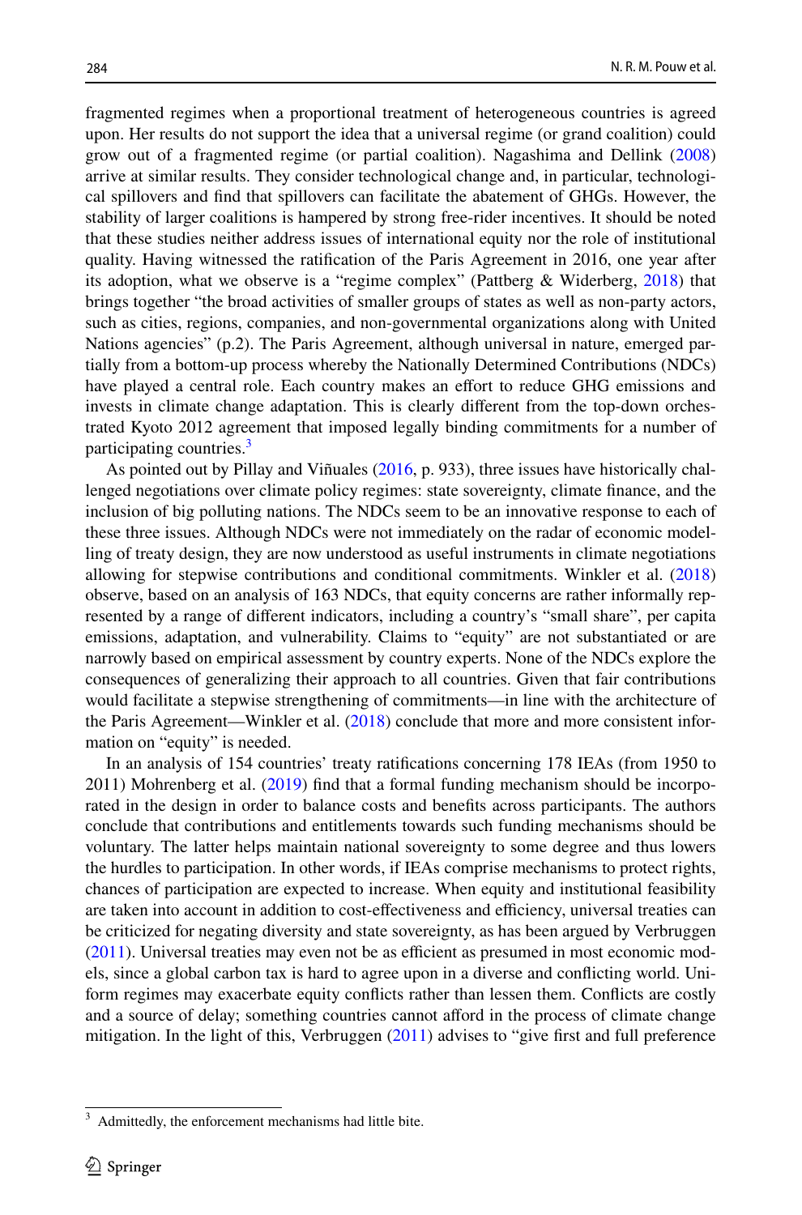fragmented regimes when a proportional treatment of heterogeneous countries is agreed upon. Her results do not support the idea that a universal regime (or grand coalition) could grow out of a fragmented regime (or partial coalition). Nagashima and Dellink (2008) arrive at similar results. They consider technological change and, in particular, technological spillovers and find that spillovers can facilitate the abatement of GHGs. However, the stability of larger coalitions is hampered by strong free-rider incentives. It should be noted that these studies neither address issues of international equity nor the role of institutional quality. Having witnessed the ratification of the Paris Agreement in 2016, one year after its adoption, what we observe is a "regime complex" (Pattberg & Widerberg, 2018) that brings together "the broad activities of smaller groups of states as well as non-party actors, such as cities, regions, companies, and non-governmental organizations along with United Nations agencies" (p.2). The Paris Agreement, although universal in nature, emerged partially from a bottom-up process whereby the Nationally Determined Contributions (NDCs) have played a central role. Each country makes an effort to reduce GHG emissions and invests in climate change adaptation. This is clearly different from the top-down orchestrated Kyoto 2012 agreement that imposed legally binding commitments for a number of participating countries.[3]

As pointed out by Pillay and Viñuales (2016, p. 933), three issues have historically challenged negotiations over climate policy regimes: state sovereignty, climate finance, and the inclusion of big polluting nations. The NDCs seem to be an innovative response to each of these three issues. Although NDCs were not immediately on the radar of economic modelling of treaty design, they are now understood as useful instruments in climate negotiations allowing for stepwise contributions and conditional commitments. Winkler et al. (2018) observe, based on an analysis of 163 NDCs, that equity concerns are rather informally represented by a range of different indicators, including a country's "small share", per capita emissions, adaptation, and vulnerability. Claims to "equity" are not substantiated or are narrowly based on empirical assessment by country experts. None of the NDCs explore the consequences of generalizing their approach to all countries. Given that fair contributions would facilitate a stepwise strengthening of commitments—in line with the architecture of the Paris Agreement—Winkler et al. (2018) conclude that more and more consistent information on "equity" is needed.

In an analysis of 154 countries' treaty ratifications concerning 178 IEAs (from 1950 to 2011) Mohrenberg et al. (2019) find that a formal funding mechanism should be incorporated in the design in order to balance costs and benefits across participants. The authors conclude that contributions and entitlements towards such funding mechanisms should be voluntary. The latter helps maintain national sovereignty to some degree and thus lowers the hurdles to participation. In other words, if IEAs comprise mechanisms to protect rights, chances of participation are expected to increase. When equity and institutional feasibility are taken into account in addition to cost-effectiveness and efficiency, universal treaties can be criticized for negating diversity and state sovereignty, as has been argued by Verbruggen (2011). Universal treaties may even not be as efficient as presumed in most economic models, since a global carbon tax is hard to agree upon in a diverse and conflicting world. Uniform regimes may exacerbate equity conflicts rather than lessen them. Conflicts are costly and a source of delay; something countries cannot afford in the process of climate change mitigation. In the light of this, Verbruggen (2011) advises to "give first and full preference

[3] Admittedly, the enforcement mechanisms had little bite.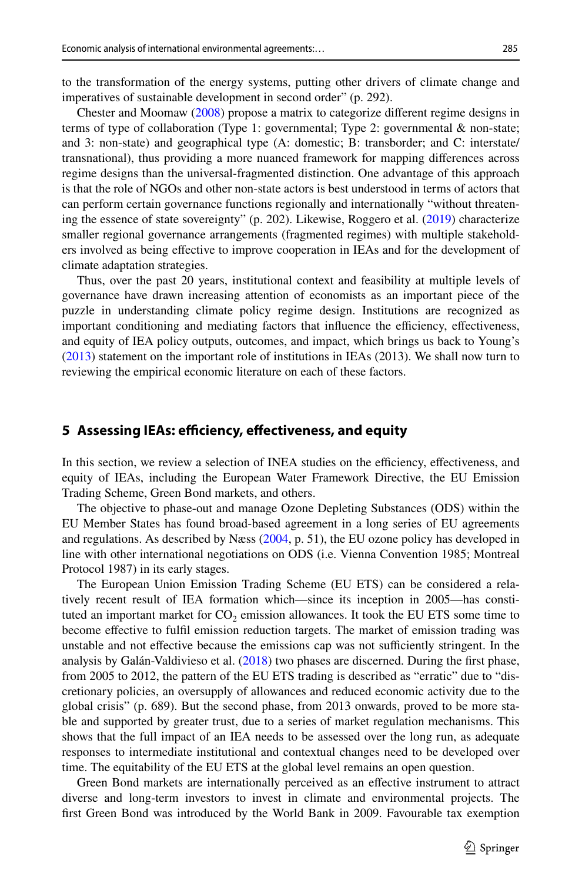to the transformation of the energy systems, putting other drivers of climate change and imperatives of sustainable development in second order" (p. 292).

Chester and Moomaw (2008) propose a matrix to categorize different regime designs in terms of type of collaboration (Type 1: governmental; Type 2: governmental & non-state; and 3: non-state) and geographical type (A: domestic; B: transborder; and C: interstate/transnational), thus providing a more nuanced framework for mapping differences across regime designs than the universal-fragmented distinction. One advantage of this approach is that the role of NGOs and other non-state actors is best understood in terms of actors that can perform certain governance functions regionally and internationally "without threatening the essence of state sovereignty" (p. 202). Likewise, Roggero et al. (2019) characterize smaller regional governance arrangements (fragmented regimes) with multiple stakeholders involved as being effective to improve cooperation in IEAs and for the development of climate adaptation strategies.

Thus, over the past 20 years, institutional context and feasibility at multiple levels of governance have drawn increasing attention of economists as an important piece of the puzzle in understanding climate policy regime design. Institutions are recognized as important conditioning and mediating factors that influence the efficiency, effectiveness, and equity of IEA policy outputs, outcomes, and impact, which brings us back to Young's (2013) statement on the important role of institutions in IEAs (2013). We shall now turn to reviewing the empirical economic literature on each of these factors.

## 5 Assessing IEAs: efficiency, effectiveness, and equity

In this section, we review a selection of INEA studies on the efficiency, effectiveness, and equity of IEAs, including the European Water Framework Directive, the EU Emission Trading Scheme, Green Bond markets, and others.

The objective to phase-out and manage Ozone Depleting Substances (ODS) within the EU Member States has found broad-based agreement in a long series of EU agreements and regulations. As described by Næss (2004, p. 51), the EU ozone policy has developed in line with other international negotiations on ODS (i.e. Vienna Convention 1985; Montreal Protocol 1987) in its early stages.

The European Union Emission Trading Scheme (EU ETS) can be considered a relatively recent result of IEA formation which—since its inception in 2005—has constituted an important market for $CO_2$ emission allowances. It took the EU ETS some time to become effective to fulfil emission reduction targets. The market of emission trading was unstable and not effective because the emissions cap was not sufficiently stringent. In the analysis by Galán-Valdivieso et al. (2018) two phases are discerned. During the first phase, from 2005 to 2012, the pattern of the EU ETS trading is described as "erratic" due to "discretionary policies, an oversupply of allowances and reduced economic activity due to the global crisis" (p. 689). But the second phase, from 2013 onwards, proved to be more stable and supported by greater trust, due to a series of market regulation mechanisms. This shows that the full impact of an IEA needs to be assessed over the long run, as adequate responses to intermediate institutional and contextual changes need to be developed over time. The equitability of the EU ETS at the global level remains an open question.

Green Bond markets are internationally perceived as an effective instrument to attract diverse and long-term investors to invest in climate and environmental projects. The first Green Bond was introduced by the World Bank in 2009. Favourable tax exemption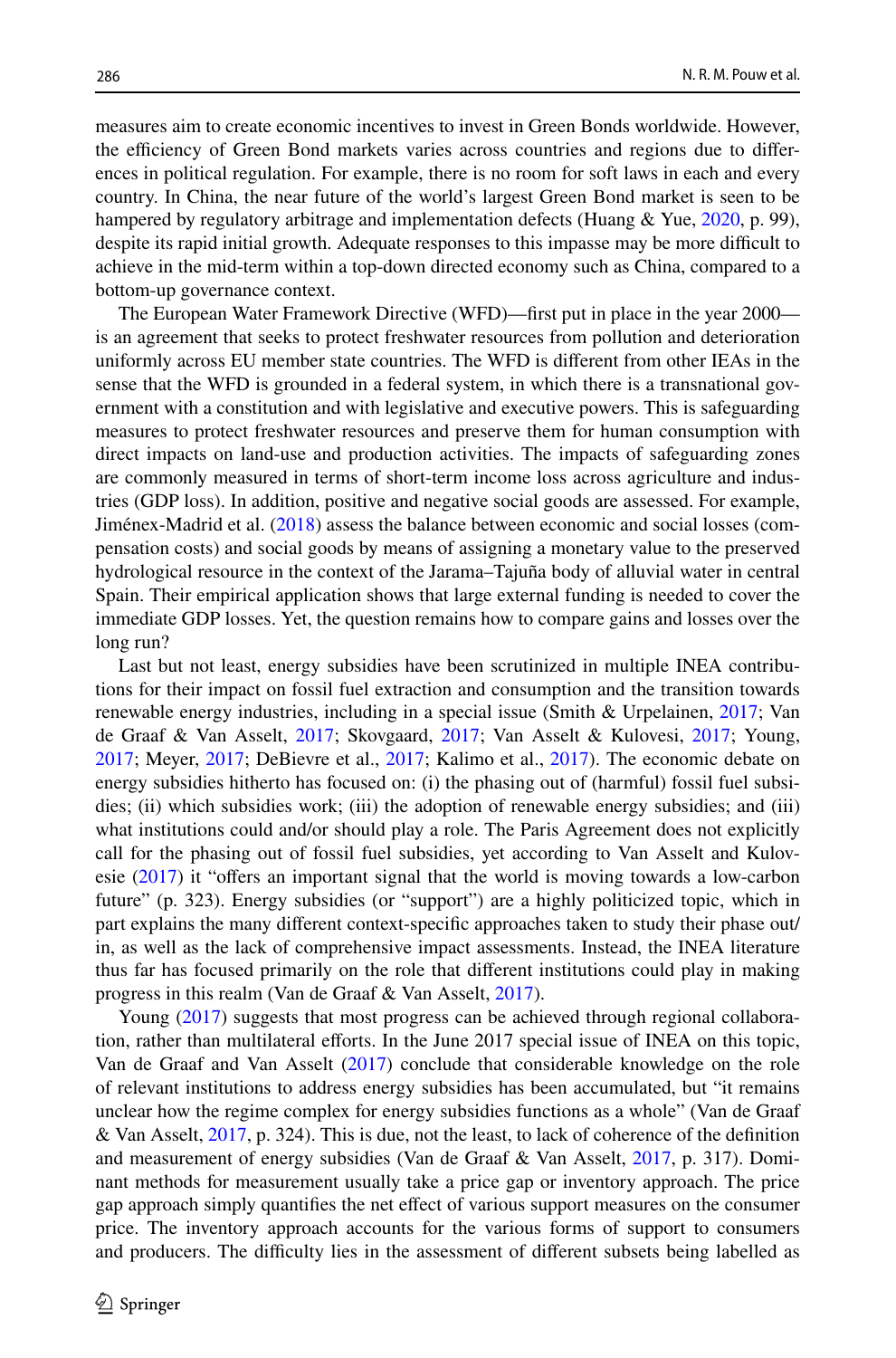measures aim to create economic incentives to invest in Green Bonds worldwide. However, the efficiency of Green Bond markets varies across countries and regions due to differences in political regulation. For example, there is no room for soft laws in each and every country. In China, the near future of the world's largest Green Bond market is seen to be hampered by regulatory arbitrage and implementation defects (Huang & Yue, 2020, p. 99), despite its rapid initial growth. Adequate responses to this impasse may be more difficult to achieve in the mid-term within a top-down directed economy such as China, compared to a bottom-up governance context.

The European Water Framework Directive (WFD)—first put in place in the year 2000—is an agreement that seeks to protect freshwater resources from pollution and deterioration uniformly across EU member state countries. The WFD is different from other IEAs in the sense that the WFD is grounded in a federal system, in which there is a transnational government with a constitution and with legislative and executive powers. This is safeguarding measures to protect freshwater resources and preserve them for human consumption with direct impacts on land-use and production activities. The impacts of safeguarding zones are commonly measured in terms of short-term income loss across agriculture and industries (GDP loss). In addition, positive and negative social goods are assessed. For example, Jiménex-Madrid et al. (2018) assess the balance between economic and social losses (compensation costs) and social goods by means of assigning a monetary value to the preserved hydrological resource in the context of the Jarama–Tajuña body of alluvial water in central Spain. Their empirical application shows that large external funding is needed to cover the immediate GDP losses. Yet, the question remains how to compare gains and losses over the long run?

Last but not least, energy subsidies have been scrutinized in multiple INEA contributions for their impact on fossil fuel extraction and consumption and the transition towards renewable energy industries, including in a special issue (Smith & Urpelainen, 2017; Van de Graaf & Van Asselt, 2017; Skovgaard, 2017; Van Asselt & Kulovesi, 2017; Young, 2017; Meyer, 2017; DeBievre et al., 2017; Kalimo et al., 2017). The economic debate on energy subsidies hitherto has focused on: (i) the phasing out of (harmful) fossil fuel subsidies; (ii) which subsidies work; (iii) the adoption of renewable energy subsidies; and (iii) what institutions could and/or should play a role. The Paris Agreement does not explicitly call for the phasing out of fossil fuel subsidies, yet according to Van Asselt and Kulovesie (2017) it "offers an important signal that the world is moving towards a low-carbon future" (p. 323). Energy subsidies (or "support") are a highly politicized topic, which in part explains the many different context-specific approaches taken to study their phase out/in, as well as the lack of comprehensive impact assessments. Instead, the INEA literature thus far has focused primarily on the role that different institutions could play in making progress in this realm (Van de Graaf & Van Asselt, 2017).

Young (2017) suggests that most progress can be achieved through regional collaboration, rather than multilateral efforts. In the June 2017 special issue of INEA on this topic, Van de Graaf and Van Asselt (2017) conclude that considerable knowledge on the role of relevant institutions to address energy subsidies has been accumulated, but "it remains unclear how the regime complex for energy subsidies functions as a whole" (Van de Graaf & Van Asselt, 2017, p. 324). This is due, not the least, to lack of coherence of the definition and measurement of energy subsidies (Van de Graaf & Van Asselt, 2017, p. 317). Dominant methods for measurement usually take a price gap or inventory approach. The price gap approach simply quantifies the net effect of various support measures on the consumer price. The inventory approach accounts for the various forms of support to consumers and producers. The difficulty lies in the assessment of different subsets being labelled as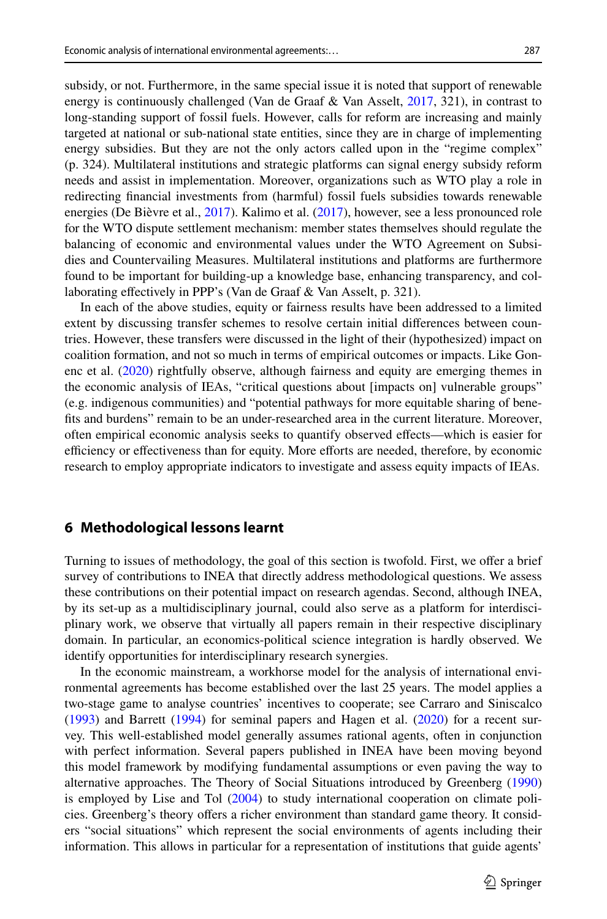subsidy, or not. Furthermore, in the same special issue it is noted that support of renewable energy is continuously challenged (Van de Graaf & Van Asselt, 2017, 321), in contrast to long-standing support of fossil fuels. However, calls for reform are increasing and mainly targeted at national or sub-national state entities, since they are in charge of implementing energy subsidies. But they are not the only actors called upon in the "regime complex" (p. 324). Multilateral institutions and strategic platforms can signal energy subsidy reform needs and assist in implementation. Moreover, organizations such as WTO play a role in redirecting financial investments from (harmful) fossil fuels subsidies towards renewable energies (De Bièvre et al., 2017). Kalimo et al. (2017), however, see a less pronounced role for the WTO dispute settlement mechanism: member states themselves should regulate the balancing of economic and environmental values under the WTO Agreement on Subsidies and Countervailing Measures. Multilateral institutions and platforms are furthermore found to be important for building-up a knowledge base, enhancing transparency, and collaborating effectively in PPP's (Van de Graaf & Van Asselt, p. 321).

In each of the above studies, equity or fairness results have been addressed to a limited extent by discussing transfer schemes to resolve certain initial differences between countries. However, these transfers were discussed in the light of their (hypothesized) impact on coalition formation, and not so much in terms of empirical outcomes or impacts. Like Gonenc et al. (2020) rightfully observe, although fairness and equity are emerging themes in the economic analysis of IEAs, "critical questions about [impacts on] vulnerable groups" (e.g. indigenous communities) and "potential pathways for more equitable sharing of benefits and burdens" remain to be an under-researched area in the current literature. Moreover, often empirical economic analysis seeks to quantify observed effects—which is easier for efficiency or effectiveness than for equity. More efforts are needed, therefore, by economic research to employ appropriate indicators to investigate and assess equity impacts of IEAs.

## 6 Methodological lessons learnt

Turning to issues of methodology, the goal of this section is twofold. First, we offer a brief survey of contributions to INEA that directly address methodological questions. We assess these contributions on their potential impact on research agendas. Second, although INEA, by its set-up as a multidisciplinary journal, could also serve as a platform for interdisciplinary work, we observe that virtually all papers remain in their respective disciplinary domain. In particular, an economics-political science integration is hardly observed. We identify opportunities for interdisciplinary research synergies.

In the economic mainstream, a workhorse model for the analysis of international environmental agreements has become established over the last 25 years. The model applies a two-stage game to analyse countries' incentives to cooperate; see Carraro and Siniscalco (1993) and Barrett (1994) for seminal papers and Hagen et al. (2020) for a recent survey. This well-established model generally assumes rational agents, often in conjunction with perfect information. Several papers published in INEA have been moving beyond this model framework by modifying fundamental assumptions or even paving the way to alternative approaches. The Theory of Social Situations introduced by Greenberg (1990) is employed by Lise and Tol (2004) to study international cooperation on climate policies. Greenberg's theory offers a richer environment than standard game theory. It considers "social situations" which represent the social environments of agents including their information. This allows in particular for a representation of institutions that guide agents'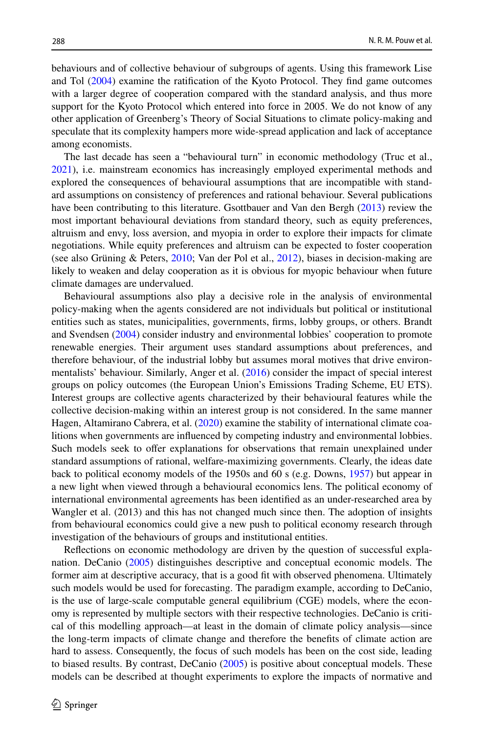behaviours and of collective behaviour of subgroups of agents. Using this framework Lise and Tol (2004) examine the ratification of the Kyoto Protocol. They find game outcomes with a larger degree of cooperation compared with the standard analysis, and thus more support for the Kyoto Protocol which entered into force in 2005. We do not know of any other application of Greenberg's Theory of Social Situations to climate policy-making and speculate that its complexity hampers more wide-spread application and lack of acceptance among economists.

The last decade has seen a "behavioural turn" in economic methodology (Truc et al., 2021), i.e. mainstream economics has increasingly employed experimental methods and explored the consequences of behavioural assumptions that are incompatible with standard assumptions on consistency of preferences and rational behaviour. Several publications have been contributing to this literature. Gsottbauer and Van den Bergh (2013) review the most important behavioural deviations from standard theory, such as equity preferences, altruism and envy, loss aversion, and myopia in order to explore their impacts for climate negotiations. While equity preferences and altruism can be expected to foster cooperation (see also Grüning & Peters, 2010; Van der Pol et al., 2012), biases in decision-making are likely to weaken and delay cooperation as it is obvious for myopic behaviour when future climate damages are undervalued.

Behavioural assumptions also play a decisive role in the analysis of environmental policy-making when the agents considered are not individuals but political or institutional entities such as states, municipalities, governments, firms, lobby groups, or others. Brandt and Svendsen (2004) consider industry and environmental lobbies' cooperation to promote renewable energies. Their argument uses standard assumptions about preferences, and therefore behaviour, of the industrial lobby but assumes moral motives that drive environmentalists' behaviour. Similarly, Anger et al. (2016) consider the impact of special interest groups on policy outcomes (the European Union's Emissions Trading Scheme, EU ETS). Interest groups are collective agents characterized by their behavioural features while the collective decision-making within an interest group is not considered. In the same manner Hagen, Altamirano Cabrera, et al. (2020) examine the stability of international climate coalitions when governments are influenced by competing industry and environmental lobbies. Such models seek to offer explanations for observations that remain unexplained under standard assumptions of rational, welfare-maximizing governments. Clearly, the ideas date back to political economy models of the 1950s and 60 s (e.g. Downs, 1957) but appear in a new light when viewed through a behavioural economics lens. The political economy of international environmental agreements has been identified as an under-researched area by Wangler et al. (2013) and this has not changed much since then. The adoption of insights from behavioural economics could give a new push to political economy research through investigation of the behaviours of groups and institutional entities.

Reflections on economic methodology are driven by the question of successful explanation. DeCanio (2005) distinguishes descriptive and conceptual economic models. The former aim at descriptive accuracy, that is a good fit with observed phenomena. Ultimately such models would be used for forecasting. The paradigm example, according to DeCanio, is the use of large-scale computable general equilibrium (CGE) models, where the economy is represented by multiple sectors with their respective technologies. DeCanio is critical of this modelling approach—at least in the domain of climate policy analysis—since the long-term impacts of climate change and therefore the benefits of climate action are hard to assess. Consequently, the focus of such models has been on the cost side, leading to biased results. By contrast, DeCanio (2005) is positive about conceptual models. These models can be described at thought experiments to explore the impacts of normative and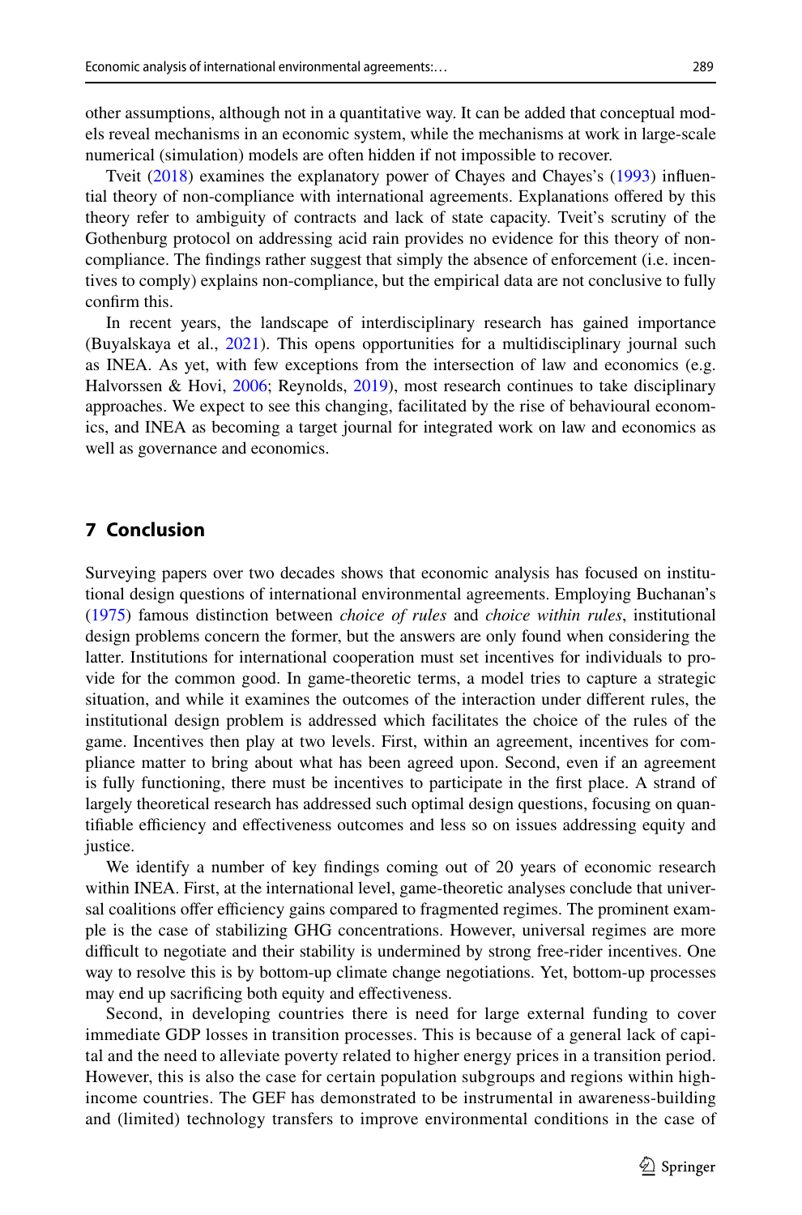other assumptions, although not in a quantitative way. It can be added that conceptual models reveal mechanisms in an economic system, while the mechanisms at work in large-scale numerical (simulation) models are often hidden if not impossible to recover.

Tveit (2018) examines the explanatory power of Chayes and Chayes's (1993) influential theory of non-compliance with international agreements. Explanations offered by this theory refer to ambiguity of contracts and lack of state capacity. Tveit's scrutiny of the Gothenburg protocol on addressing acid rain provides no evidence for this theory of non-compliance. The findings rather suggest that simply the absence of enforcement (i.e. incentives to comply) explains non-compliance, but the empirical data are not conclusive to fully confirm this.

In recent years, the landscape of interdisciplinary research has gained importance (Buyalskaya et al., 2021). This opens opportunities for a multidisciplinary journal such as INEA. As yet, with few exceptions from the intersection of law and economics (e.g. Halvorssen & Hovi, 2006; Reynolds, 2019), most research continues to take disciplinary approaches. We expect to see this changing, facilitated by the rise of behavioural economics, and INEA as becoming a target journal for integrated work on law and economics as well as governance and economics.

## 7 Conclusion

Surveying papers over two decades shows that economic analysis has focused on institutional design questions of international environmental agreements. Employing Buchanan's (1975) famous distinction between *choice of rules* and *choice within rules*, institutional design problems concern the former, but the answers are only found when considering the latter. Institutions for international cooperation must set incentives for individuals to provide for the common good. In game-theoretic terms, a model tries to capture a strategic situation, and while it examines the outcomes of the interaction under different rules, the institutional design problem is addressed which facilitates the choice of the rules of the game. Incentives then play at two levels. First, within an agreement, incentives for compliance matter to bring about what has been agreed upon. Second, even if an agreement is fully functioning, there must be incentives to participate in the first place. A strand of largely theoretical research has addressed such optimal design questions, focusing on quantifiable efficiency and effectiveness outcomes and less so on issues addressing equity and justice.

We identify a number of key findings coming out of 20 years of economic research within INEA. First, at the international level, game-theoretic analyses conclude that universal coalitions offer efficiency gains compared to fragmented regimes. The prominent example is the case of stabilizing GHG concentrations. However, universal regimes are more difficult to negotiate and their stability is undermined by strong free-rider incentives. One way to resolve this is by bottom-up climate change negotiations. Yet, bottom-up processes may end up sacrificing both equity and effectiveness.

Second, in developing countries there is need for large external funding to cover immediate GDP losses in transition processes. This is because of a general lack of capital and the need to alleviate poverty related to higher energy prices in a transition period. However, this is also the case for certain population subgroups and regions within high-income countries. The GEF has demonstrated to be instrumental in awareness-building and (limited) technology transfers to improve environmental conditions in the case of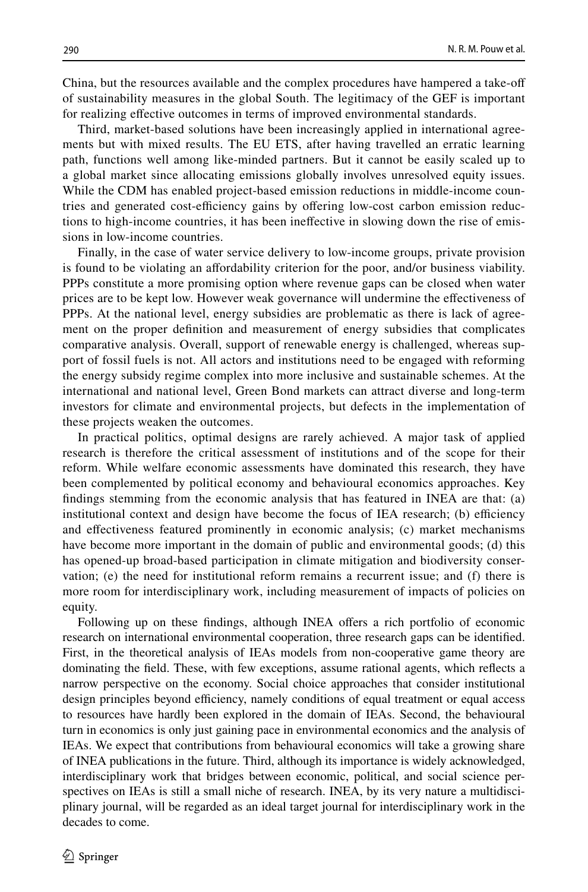China, but the resources available and the complex procedures have hampered a take-off of sustainability measures in the global South. The legitimacy of the GEF is important for realizing effective outcomes in terms of improved environmental standards.

Third, market-based solutions have been increasingly applied in international agreements but with mixed results. The EU ETS, after having travelled an erratic learning path, functions well among like-minded partners. But it cannot be easily scaled up to a global market since allocating emissions globally involves unresolved equity issues. While the CDM has enabled project-based emission reductions in middle-income countries and generated cost-efficiency gains by offering low-cost carbon emission reductions to high-income countries, it has been ineffective in slowing down the rise of emissions in low-income countries.

Finally, in the case of water service delivery to low-income groups, private provision is found to be violating an affordability criterion for the poor, and/or business viability. PPPs constitute a more promising option where revenue gaps can be closed when water prices are to be kept low. However weak governance will undermine the effectiveness of PPPs. At the national level, energy subsidies are problematic as there is lack of agreement on the proper definition and measurement of energy subsidies that complicates comparative analysis. Overall, support of renewable energy is challenged, whereas support of fossil fuels is not. All actors and institutions need to be engaged with reforming the energy subsidy regime complex into more inclusive and sustainable schemes. At the international and national level, Green Bond markets can attract diverse and long-term investors for climate and environmental projects, but defects in the implementation of these projects weaken the outcomes.

In practical politics, optimal designs are rarely achieved. A major task of applied research is therefore the critical assessment of institutions and of the scope for their reform. While welfare economic assessments have dominated this research, they have been complemented by political economy and behavioural economics approaches. Key findings stemming from the economic analysis that has featured in INEA are that: (a) institutional context and design have become the focus of IEA research; (b) efficiency and effectiveness featured prominently in economic analysis; (c) market mechanisms have become more important in the domain of public and environmental goods; (d) this has opened-up broad-based participation in climate mitigation and biodiversity conservation; (e) the need for institutional reform remains a recurrent issue; and (f) there is more room for interdisciplinary work, including measurement of impacts of policies on equity.

Following up on these findings, although INEA offers a rich portfolio of economic research on international environmental cooperation, three research gaps can be identified. First, in the theoretical analysis of IEAs models from non-cooperative game theory are dominating the field. These, with few exceptions, assume rational agents, which reflects a narrow perspective on the economy. Social choice approaches that consider institutional design principles beyond efficiency, namely conditions of equal treatment or equal access to resources have hardly been explored in the domain of IEAs. Second, the behavioural turn in economics is only just gaining pace in environmental economics and the analysis of IEAs. We expect that contributions from behavioural economics will take a growing share of INEA publications in the future. Third, although its importance is widely acknowledged, interdisciplinary work that bridges between economic, political, and social science perspectives on IEAs is still a small niche of research. INEA, by its very nature a multidisciplinary journal, will be regarded as an ideal target journal for interdisciplinary work in the decades to come.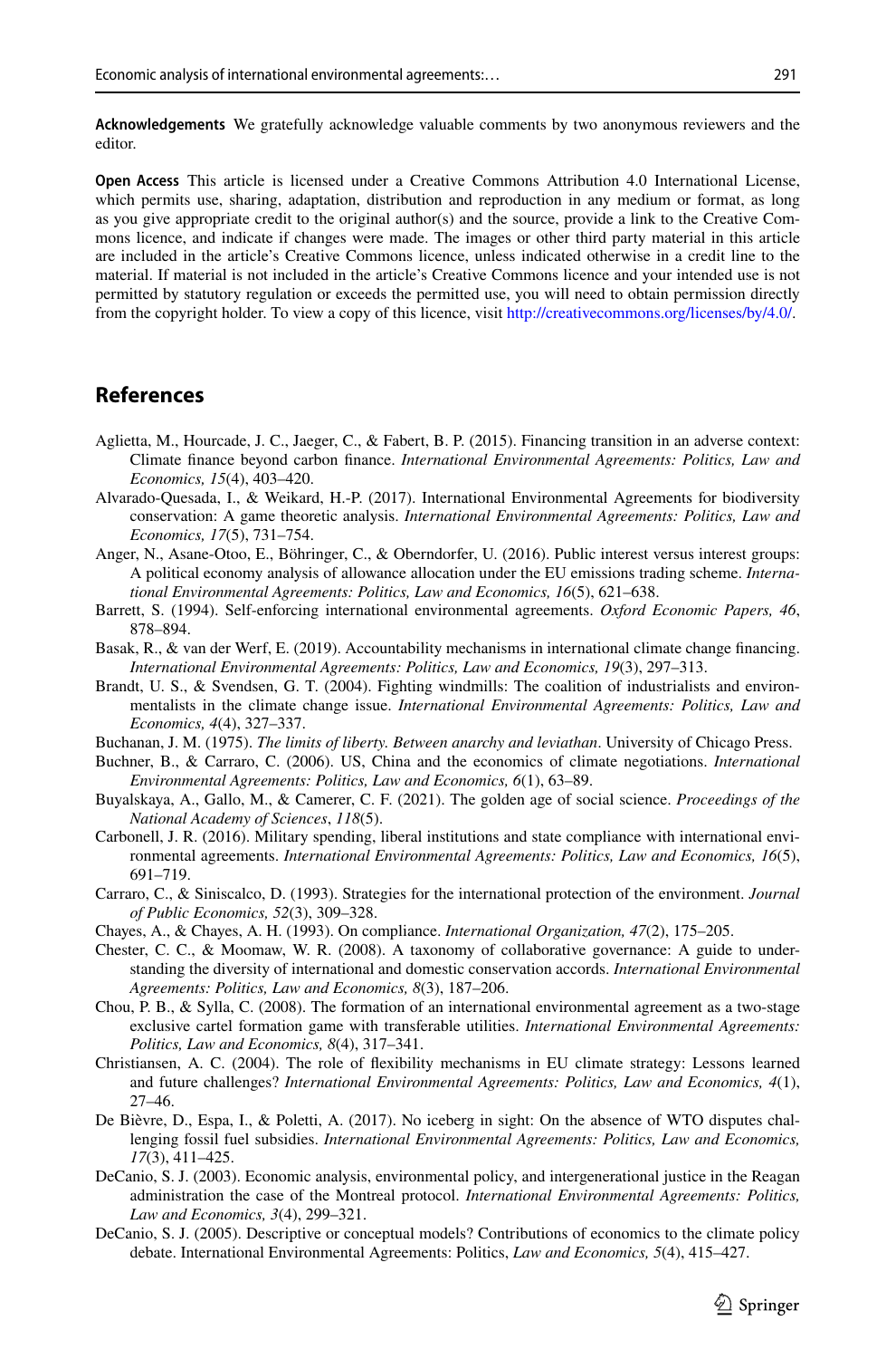**Acknowledgements** We gratefully acknowledge valuable comments by two anonymous reviewers and the editor.

**Open Access** This article is licensed under a Creative Commons Attribution 4.0 International License, which permits use, sharing, adaptation, distribution and reproduction in any medium or format, as long as you give appropriate credit to the original author(s) and the source, provide a link to the Creative Commons licence, and indicate if changes were made. The images or other third party material in this article are included in the article's Creative Commons licence, unless indicated otherwise in a credit line to the material. If material is not included in the article's Creative Commons licence and your intended use is not permitted by statutory regulation or exceeds the permitted use, you will need to obtain permission directly from the copyright holder. To view a copy of this licence, visit http://creativecommons.org/licenses/by/4.0/.

## References

Aglietta, M., Hourcade, J. C., Jaeger, C., & Fabert, B. P. (2015). Financing transition in an adverse context: Climate finance beyond carbon finance. *International Environmental Agreements: Politics, Law and Economics, 15*(4), 403–420.

Alvarado-Quesada, I., & Weikard, H.-P. (2017). International Environmental Agreements for biodiversity conservation: A game theoretic analysis. *International Environmental Agreements: Politics, Law and Economics, 17*(5), 731–754.

Anger, N., Asane-Otoo, E., Böhringer, C., & Oberndorfer, U. (2016). Public interest versus interest groups: A political economy analysis of allowance allocation under the EU emissions trading scheme. *International Environmental Agreements: Politics, Law and Economics, 16*(5), 621–638.

Barrett, S. (1994). Self-enforcing international environmental agreements. *Oxford Economic Papers, 46*, 878–894.

Basak, R., & van der Werf, E. (2019). Accountability mechanisms in international climate change financing. *International Environmental Agreements: Politics, Law and Economics, 19*(3), 297–313.

Brandt, U. S., & Svendsen, G. T. (2004). Fighting windmills: The coalition of industrialists and environmentalists in the climate change issue. *International Environmental Agreements: Politics, Law and Economics, 4*(4), 327–337.

Buchanan, J. M. (1975). *The limits of liberty. Between anarchy and leviathan*. University of Chicago Press.

Buchner, B., & Carraro, C. (2006). US, China and the economics of climate negotiations. *International Environmental Agreements: Politics, Law and Economics, 6*(1), 63–89.

Buyalskaya, A., Gallo, M., & Camerer, C. F. (2021). The golden age of social science. *Proceedings of the National Academy of Sciences*, *118*(5).

Carbonell, J. R. (2016). Military spending, liberal institutions and state compliance with international environmental agreements. *International Environmental Agreements: Politics, Law and Economics, 16*(5), 691–719.

Carraro, C., & Siniscalco, D. (1993). Strategies for the international protection of the environment. *Journal of Public Economics, 52*(3), 309–328.

Chayes, A., & Chayes, A. H. (1993). On compliance. *International Organization, 47*(2), 175–205.

Chester, C. C., & Moomaw, W. R. (2008). A taxonomy of collaborative governance: A guide to understanding the diversity of international and domestic conservation accords. *International Environmental Agreements: Politics, Law and Economics, 8*(3), 187–206.

Chou, P. B., & Sylla, C. (2008). The formation of an international environmental agreement as a two-stage exclusive cartel formation game with transferable utilities. *International Environmental Agreements: Politics, Law and Economics, 8*(4), 317–341.

Christiansen, A. C. (2004). The role of flexibility mechanisms in EU climate strategy: Lessons learned and future challenges? *International Environmental Agreements: Politics, Law and Economics, 4*(1), 27–46.

De Bièvre, D., Espa, I., & Poletti, A. (2017). No iceberg in sight: On the absence of WTO disputes challenging fossil fuel subsidies. *International Environmental Agreements: Politics, Law and Economics, 17*(3), 411–425.

DeCanio, S. J. (2003). Economic analysis, environmental policy, and intergenerational justice in the Reagan administration the case of the Montreal protocol. *International Environmental Agreements: Politics, Law and Economics, 3*(4), 299–321.

DeCanio, S. J. (2005). Descriptive or conceptual models? Contributions of economics to the climate policy debate. International Environmental Agreements: Politics, *Law and Economics, 5*(4), 415–427.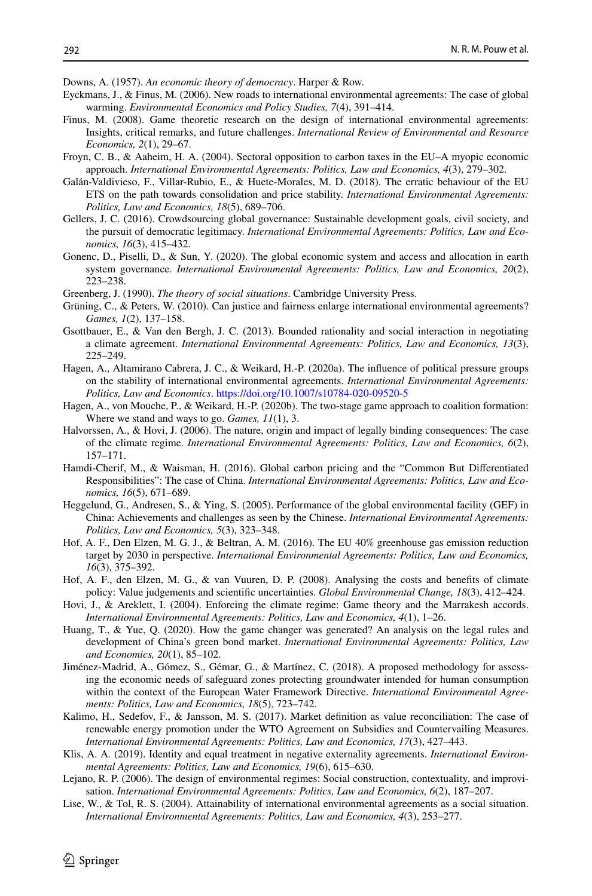Downs, A. (1957). *An economic theory of democracy*. Harper & Row.

Eyckmans, J., & Finus, M. (2006). New roads to international environmental agreements: The case of global warming. *Environmental Economics and Policy Studies, 7*(4), 391–414.

Finus, M. (2008). Game theoretic research on the design of international environmental agreements: Insights, critical remarks, and future challenges. *International Review of Environmental and Resource Economics, 2*(1), 29–67.

Froyn, C. B., & Aaheim, H. A. (2004). Sectoral opposition to carbon taxes in the EU–A myopic economic approach. *International Environmental Agreements: Politics, Law and Economics, 4*(3), 279–302.

Galán-Valdivieso, F., Villar-Rubio, E., & Huete-Morales, M. D. (2018). The erratic behaviour of the EU ETS on the path towards consolidation and price stability. *International Environmental Agreements: Politics, Law and Economics, 18*(5), 689–706.

Gellers, J. C. (2016). Crowdsourcing global governance: Sustainable development goals, civil society, and the pursuit of democratic legitimacy. *International Environmental Agreements: Politics, Law and Economics, 16*(3), 415–432.

Gonenc, D., Piselli, D., & Sun, Y. (2020). The global economic system and access and allocation in earth system governance. *International Environmental Agreements: Politics, Law and Economics, 20*(2), 223–238.

Greenberg, J. (1990). *The theory of social situations*. Cambridge University Press.

Grüning, C., & Peters, W. (2010). Can justice and fairness enlarge international environmental agreements? *Games, 1*(2), 137–158.

Gsottbauer, E., & Van den Bergh, J. C. (2013). Bounded rationality and social interaction in negotiating a climate agreement. *International Environmental Agreements: Politics, Law and Economics, 13*(3), 225–249.

Hagen, A., Altamirano Cabrera, J. C., & Weikard, H.-P. (2020a). The influence of political pressure groups on the stability of international environmental agreements. *International Environmental Agreements: Politics, Law and Economics*. https://doi.org/10.1007/s10784-020-09520-5

Hagen, A., von Mouche, P., & Weikard, H.-P. (2020b). The two-stage game approach to coalition formation: Where we stand and ways to go. *Games, 11*(1), 3.

Halvorssen, A., & Hovi, J. (2006). The nature, origin and impact of legally binding consequences: The case of the climate regime. *International Environmental Agreements: Politics, Law and Economics, 6*(2), 157–171.

Hamdi-Cherif, M., & Waisman, H. (2016). Global carbon pricing and the "Common But Differentiated Responsibilities": The case of China. *International Environmental Agreements: Politics, Law and Economics, 16*(5), 671–689.

Heggelund, G., Andresen, S., & Ying, S. (2005). Performance of the global environmental facility (GEF) in China: Achievements and challenges as seen by the Chinese. *International Environmental Agreements: Politics, Law and Economics, 5*(3), 323–348.

Hof, A. F., Den Elzen, M. G. J., & Beltran, A. M. (2016). The EU 40% greenhouse gas emission reduction target by 2030 in perspective. *International Environmental Agreements: Politics, Law and Economics, 16*(3), 375–392.

Hof, A. F., den Elzen, M. G., & van Vuuren, D. P. (2008). Analysing the costs and benefits of climate policy: Value judgements and scientific uncertainties. *Global Environmental Change, 18*(3), 412–424.

Hovi, J., & Areklett, I. (2004). Enforcing the climate regime: Game theory and the Marrakesh accords. *International Environmental Agreements: Politics, Law and Economics, 4*(1), 1–26.

Huang, T., & Yue, Q. (2020). How the game changer was generated? An analysis on the legal rules and development of China's green bond market. *International Environmental Agreements: Politics, Law and Economics, 20*(1), 85–102.

Jiménez-Madrid, A., Gómez, S., Gémar, G., & Martínez, C. (2018). A proposed methodology for assessing the economic needs of safeguard zones protecting groundwater intended for human consumption within the context of the European Water Framework Directive. *International Environmental Agreements: Politics, Law and Economics, 18*(5), 723–742.

Kalimo, H., Sedefov, F., & Jansson, M. S. (2017). Market definition as value reconciliation: The case of renewable energy promotion under the WTO Agreement on Subsidies and Countervailing Measures. *International Environmental Agreements: Politics, Law and Economics, 17*(3), 427–443.

Klis, A. A. (2019). Identity and equal treatment in negative externality agreements. *International Environmental Agreements: Politics, Law and Economics, 19*(6), 615–630.

Lejano, R. P. (2006). The design of environmental regimes: Social construction, contextuality, and improvisation. *International Environmental Agreements: Politics, Law and Economics, 6*(2), 187–207.

Lise, W., & Tol, R. S. (2004). Attainability of international environmental agreements as a social situation. *International Environmental Agreements: Politics, Law and Economics, 4*(3), 253–277.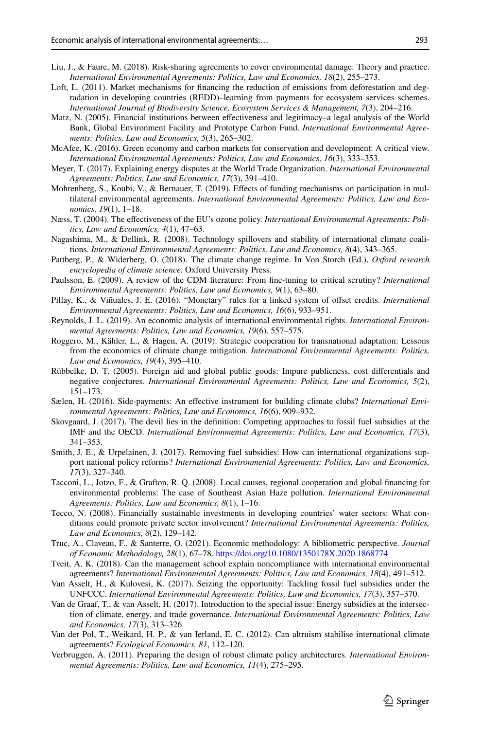Liu, J., & Faure, M. (2018). Risk-sharing agreements to cover environmental damage: Theory and practice. *International Environmental Agreements: Politics, Law and Economics, 18*(2), 255–273.

Loft, L. (2011). Market mechanisms for financing the reduction of emissions from deforestation and degradation in developing countries (REDD)–learning from payments for ecosystem services schemes. *International Journal of Biodiversity Science, Ecosystem Services & Management, 7*(3), 204–216.

Matz, N. (2005). Financial institutions between effectiveness and legitimacy–a legal analysis of the World Bank, Global Environment Facility and Prototype Carbon Fund. *International Environmental Agreements: Politics, Law and Economics, 5*(3), 265–302.

McAfee, K. (2016). Green economy and carbon markets for conservation and development: A critical view. *International Environmental Agreements: Politics, Law and Economics, 16*(3), 333–353.

Meyer, T. (2017). Explaining energy disputes at the World Trade Organization. *International Environmental Agreements: Politics, Law and Economics, 17*(3), 391–410.

Mohrenberg, S., Koubi, V., & Bernauer, T. (2019). Effects of funding mechanisms on participation in multilateral environmental agreements. *International Environmental Agreements: Politics, Law and Economics, 19*(1), 1–18.

Næss, T. (2004). The effectiveness of the EU's ozone policy. *International Environmental Agreements: Politics, Law and Economics, 4*(1), 47–63.

Nagashima, M., & Dellink, R. (2008). Technology spillovers and stability of international climate coalitions. *International Environmental Agreements: Politics, Law and Economics, 8*(4), 343–365.

Pattberg, P., & Widerberg, O. (2018). The climate change regime. In Von Storch (Ed.), *Oxford research encyclopedia of climate science.* Oxford University Press.

Paulsson, E. (2009). A review of the CDM literature: From fine-tuning to critical scrutiny? *International Environmental Agreements: Politics, Law and Economics, 9*(1), 63–80.

Pillay, K., & Viñuales, J. E. (2016). "Monetary" rules for a linked system of offset credits. *International Environmental Agreements: Politics, Law and Economics, 16*(6), 933–951.

Reynolds, J. L. (2019). An economic analysis of international environmental rights. *International Environmental Agreements: Politics, Law and Economics, 19*(6), 557–575.

Roggero, M., Kähler, L., & Hagen, A. (2019). Strategic cooperation for transnational adaptation: Lessons from the economics of climate change mitigation. *International Environmental Agreements: Politics, Law and Economics, 19*(4), 395–410.

Rübbelke, D. T. (2005). Foreign aid and global public goods: Impure publicness, cost differentials and negative conjectures. *International Environmental Agreements: Politics, Law and Economics, 5*(2), 151–173.

Sælen, H. (2016). Side-payments: An effective instrument for building climate clubs? *International Environmental Agreements: Politics, Law and Economics, 16*(6), 909–932.

Skovgaard, J. (2017). The devil lies in the definition: Competing approaches to fossil fuel subsidies at the IMF and the OECD. *International Environmental Agreements: Politics, Law and Economics, 17*(3), 341–353.

Smith, J. E., & Urpelainen, J. (2017). Removing fuel subsidies: How can international organizations support national policy reforms? *International Environmental Agreements: Politics, Law and Economics, 17*(3), 327–340.

Tacconi, L., Jotzo, F., & Grafton, R. Q. (2008). Local causes, regional cooperation and global financing for environmental problems: The case of Southeast Asian Haze pollution. *International Environmental Agreements: Politics, Law and Economics, 8*(1), 1–16.

Tecco, N. (2008). Financially sustainable investments in developing countries' water sectors: What conditions could promote private sector involvement? *International Environmental Agreements: Politics, Law and Economics, 8*(2), 129–142.

Truc, A., Claveau, F., & Santerre, O. (2021). Economic methodology: A bibliometric perspective. *Journal of Economic Methodology, 28*(1), 67–78. https://doi.org/10.1080/1350178X.2020.1868774

Tveit, A. K. (2018). Can the management school explain noncompliance with international environmental agreements? *International Environmental Agreements: Politics, Law and Economics, 18*(4), 491–512.

Van Asselt, H., & Kulovesi, K. (2017). Seizing the opportunity: Tackling fossil fuel subsidies under the UNFCCC. *International Environmental Agreements: Politics, Law and Economics, 17*(3), 357–370.

Van de Graaf, T., & van Asselt, H. (2017). Introduction to the special issue: Energy subsidies at the intersection of climate, energy, and trade governance. *International Environmental Agreements: Politics, Law and Economics, 17*(3), 313–326.

Van der Pol, T., Weikard, H. P., & van Ierland, E. C. (2012). Can altruism stabilise international climate agreements? *Ecological Economics, 81*, 112–120.

Verbruggen, A. (2011). Preparing the design of robust climate policy architectures. *International Environmental Agreements: Politics, Law and Economics, 11*(4), 275–295.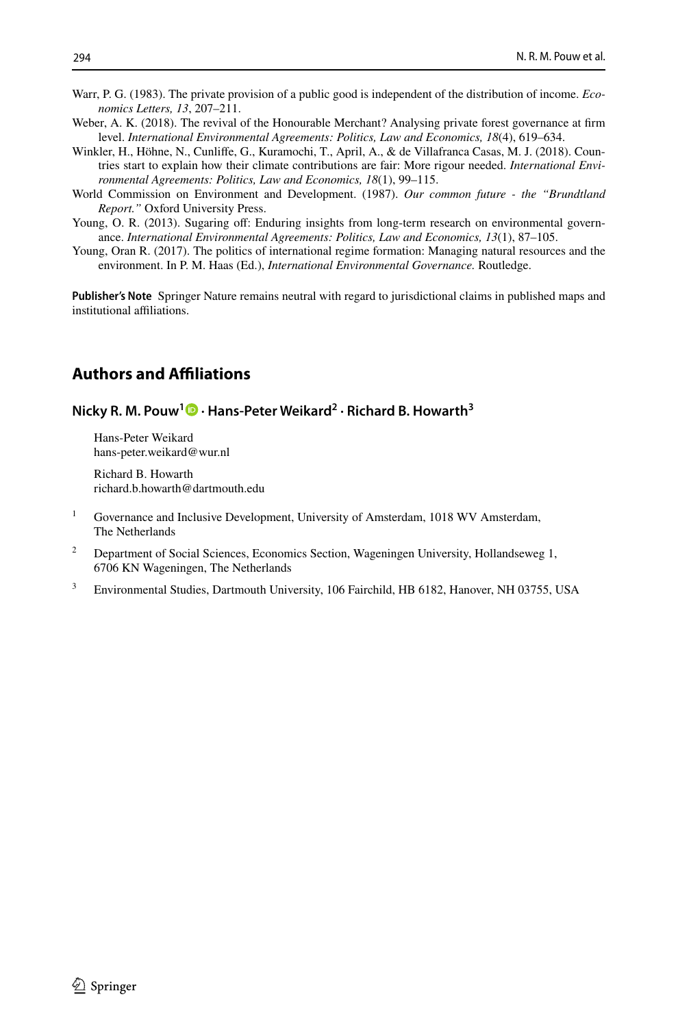Warr, P. G. (1983). The private provision of a public good is independent of the distribution of income. *Economics Letters, 13*, 207–211.

Weber, A. K. (2018). The revival of the Honourable Merchant? Analysing private forest governance at firm level. *International Environmental Agreements: Politics, Law and Economics, 18*(4), 619–634.

Winkler, H., Höhne, N., Cunliffe, G., Kuramochi, T., April, A., & de Villafranca Casas, M. J. (2018). Countries start to explain how their climate contributions are fair: More rigour needed. *International Environmental Agreements: Politics, Law and Economics, 18*(1), 99–115.

World Commission on Environment and Development. (1987). *Our common future - the "Brundtland Report."* Oxford University Press.

Young, O. R. (2013). Sugaring off: Enduring insights from long-term research on environmental governance. *International Environmental Agreements: Politics, Law and Economics, 13*(1), 87–105.

Young, Oran R. (2017). The politics of international regime formation: Managing natural resources and the environment. In P. M. Haas (Ed.), *International Environmental Governance.* Routledge.

**Publisher's Note** Springer Nature remains neutral with regard to jurisdictional claims in published maps and institutional affiliations.

## Authors and Affiliations

**Nicky R. M. Pouw[1] · Hans-Peter Weikard[2] · Richard B. Howarth[3]**

Hans-Peter Weikard
hans-peter.weikard@wur.nl

Richard B. Howarth
richard.b.howarth@dartmouth.edu

[1] Governance and Inclusive Development, University of Amsterdam, 1018 WV Amsterdam, The Netherlands

[2] Department of Social Sciences, Economics Section, Wageningen University, Hollandseweg 1, 6706 KN Wageningen, The Netherlands

[3] Environmental Studies, Dartmouth University, 106 Fairchild, HB 6182, Hanover, NH 03755, USA